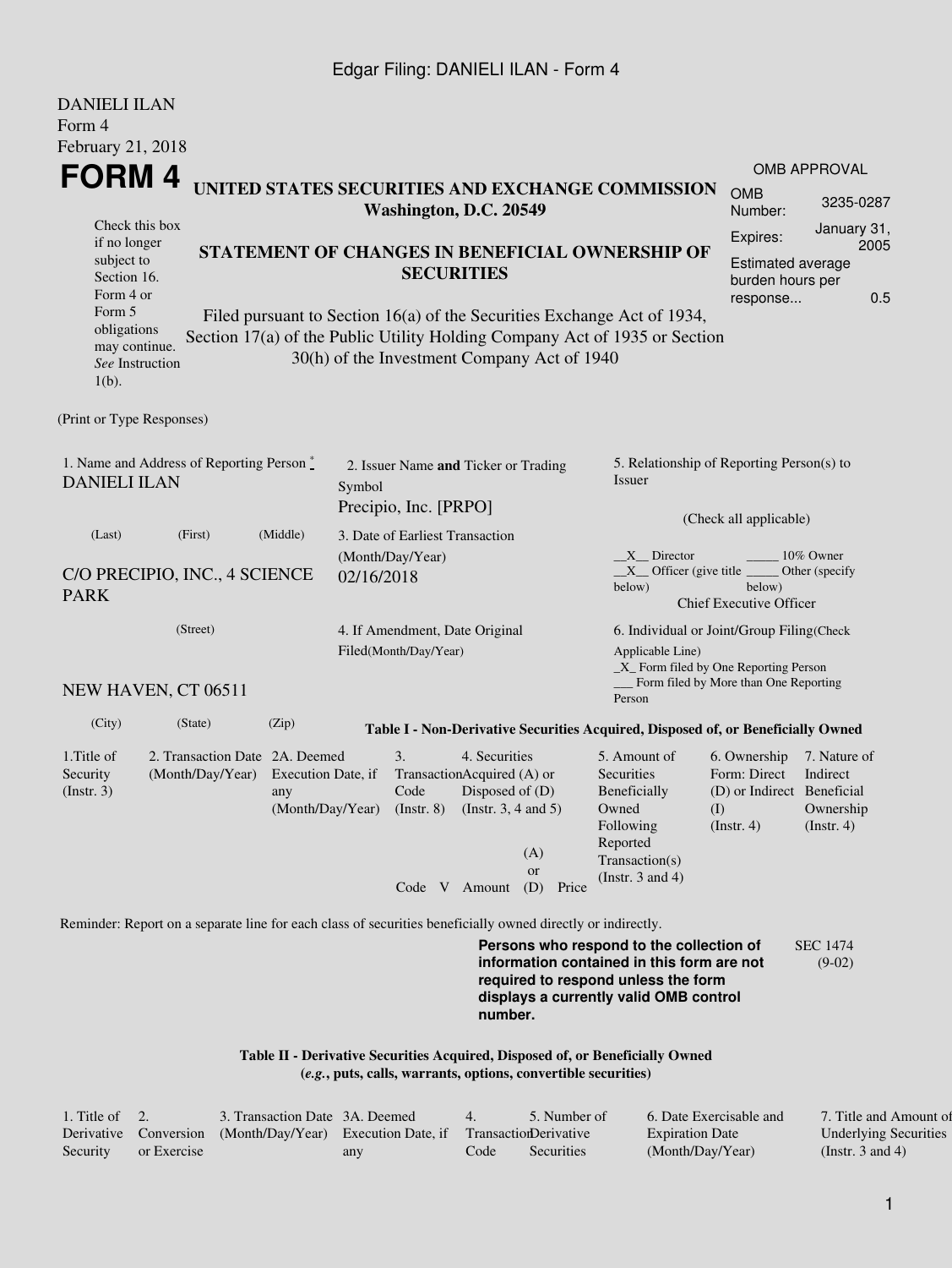DANIELI ILAN
Form 4
February 21, 2018

# FORM 4

## UNITED STATES SECURITIES AND EXCHANGE COMMISSION
**Washington, D.C. 20549**

| OMB APPROVAL | |
|---|---|
| OMB Number: | 3235-0287 |
| Expires: | January 31, 2005 |
| Estimated average burden hours per response... | 0.5 |

Check this box if no longer subject to Section 16. Form 4 or Form 5 obligations may continue. *See* Instruction 1(b).

## STATEMENT OF CHANGES IN BENEFICIAL OWNERSHIP OF SECURITIES

Filed pursuant to Section 16(a) of the Securities Exchange Act of 1934, Section 17(a) of the Public Utility Holding Company Act of 1935 or Section 30(h) of the Investment Company Act of 1940

(Print or Type Responses)

1. Name and Address of Reporting Person *
DANIELI ILAN

(Last) (First) (Middle)

C/O PRECIPIO, INC., 4 SCIENCE PARK

(Street)

NEW HAVEN, CT 06511

(City) (State) (Zip)

2. Issuer Name **and** Ticker or Trading Symbol
Precipio, Inc. [PRPO]

3. Date of Earliest Transaction (Month/Day/Year)
02/16/2018

4. If Amendment, Date Original Filed(Month/Day/Year)

5. Relationship of Reporting Person(s) to Issuer

(Check all applicable)

__X__ Director _____ 10% Owner
__X__ Officer (give title below) _____ Other (specify below)
Chief Executive Officer

6. Individual or Joint/Group Filing(Check Applicable Line)
_X_ Form filed by One Reporting Person
___ Form filed by More than One Reporting Person

### Table I - Non-Derivative Securities Acquired, Disposed of, or Beneficially Owned

| 1.Title of Security (Instr. 3) | 2. Transaction Date (Month/Day/Year) | 2A. Deemed Execution Date, if any (Month/Day/Year) | 3. Transaction Code (Instr. 8) | | 4. Securities Acquired (A) or Disposed of (D) (Instr. 3, 4 and 5) | | | 5. Amount of Securities Beneficially Owned Following Reported Transaction(s) (Instr. 3 and 4) | 6. Ownership Form: Direct (D) or Indirect (I) (Instr. 4) | 7. Nature of Indirect Beneficial Ownership (Instr. 4) |
|---|---|---|---|---|---|---|---|---|---|---|
| | | | Code | V | Amount | (A) or (D) | Price | | | |

Reminder: Report on a separate line for each class of securities beneficially owned directly or indirectly.

**Persons who respond to the collection of information contained in this form are not required to respond unless the form displays a currently valid OMB control number.**

SEC 1474 (9-02)

### Table II - Derivative Securities Acquired, Disposed of, or Beneficially Owned
**(*e.g.*, puts, calls, warrants, options, convertible securities)**

| 1. Title of Derivative Security | 2. Conversion or Exercise | 3. Transaction Date (Month/Day/Year) | 3A. Deemed Execution Date, if any | 4. Transaction Code | 5. Number of Derivative Securities | 6. Date Exercisable and Expiration Date (Month/Day/Year) | 7. Title and Amount of Underlying Securities (Instr. 3 and 4) |
|---|---|---|---|---|---|---|---|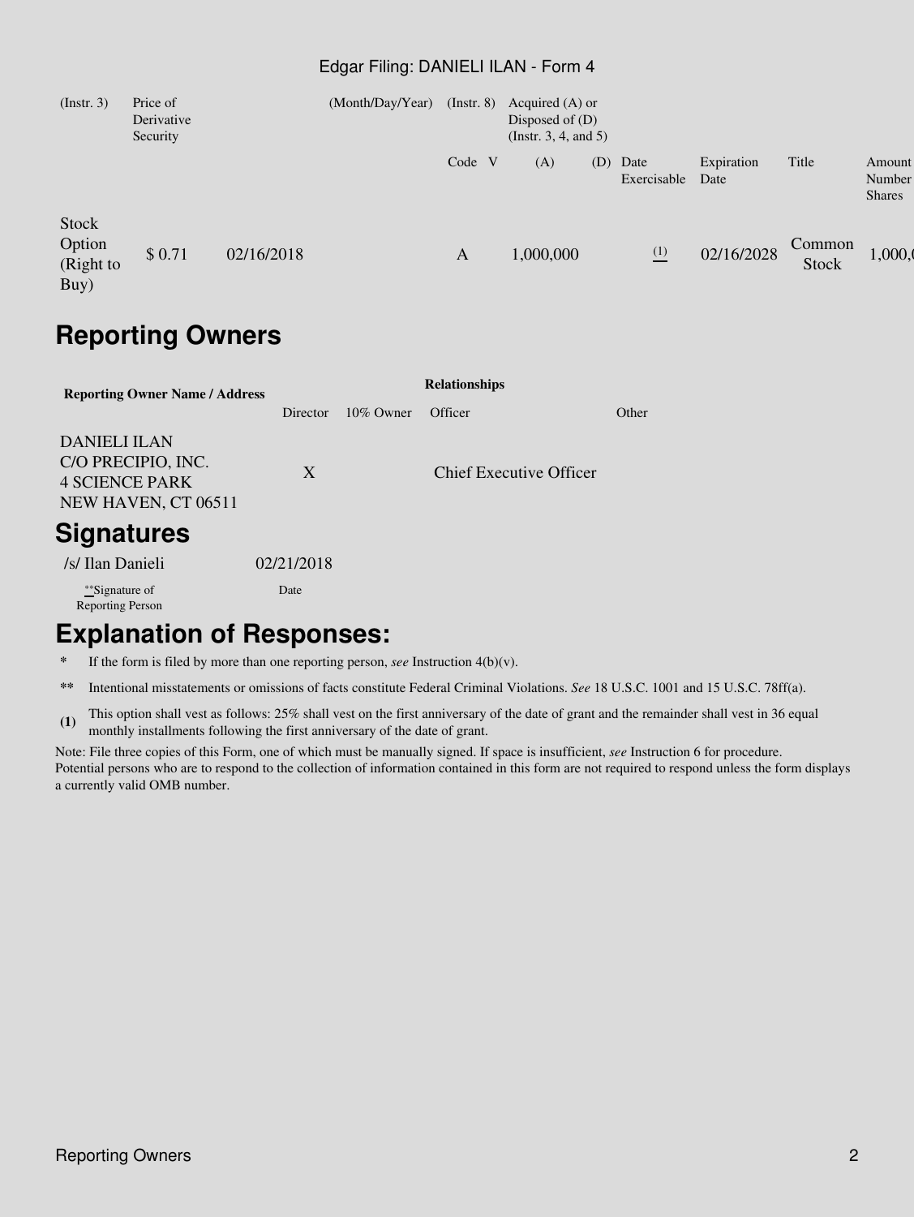| (Instr. 3) | Price of Derivative Security | | (Month/Day/Year) | (Instr. 8) | | Acquired (A) or Disposed of (D) (Instr. 3, 4, and 5) | | | | | |
|---|---|---|---|---|---|---|---|---|---|---|---|
| | | | | Code | V | (A) | (D) | Date Exercisable | Expiration Date | Title | Amount Number Shares |
| Stock Option (Right to Buy) | $ 0.71 | 02/16/2018 | | A | | 1,000,000 | | (1) | 02/16/2028 | Common Stock | 1,000,( |

## Reporting Owners

| Reporting Owner Name / Address | Relationships | | | |
|---|---|---|---|---|
| | Director | 10% Owner | Officer | Other |
| DANIELI ILAN<br>C/O PRECIPIO, INC.<br>4 SCIENCE PARK<br>NEW HAVEN, CT 06511 | X | | Chief Executive Officer | |

## Signatures

| /s/ Ilan Danieli | 02/21/2018 |
|---|---|
| **Signature of Reporting Person | Date |

## Explanation of Responses:

\* If the form is filed by more than one reporting person, *see* Instruction 4(b)(v).

** Intentional misstatements or omissions of facts constitute Federal Criminal Violations. *See* 18 U.S.C. 1001 and 15 U.S.C. 78ff(a).

**(1)** This option shall vest as follows: 25% shall vest on the first anniversary of the date of grant and the remainder shall vest in 36 equal monthly installments following the first anniversary of the date of grant.

Note: File three copies of this Form, one of which must be manually signed. If space is insufficient, *see* Instruction 6 for procedure.
Potential persons who are to respond to the collection of information contained in this form are not required to respond unless the form displays a currently valid OMB number.